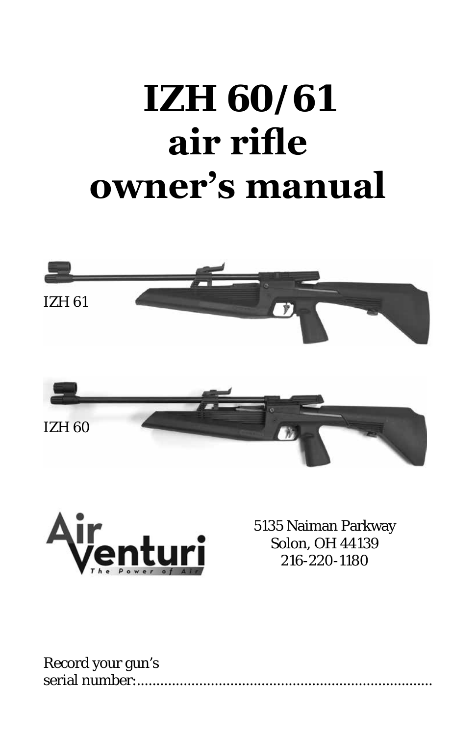# IZH 60/61 air rifle owner's manual

IZH 61

IZH 60

Air Venturi
The Power of Air

5135 Naiman Parkway
Solon, OH 44139
216-220-1180

Record your gun's serial number:..............................................................................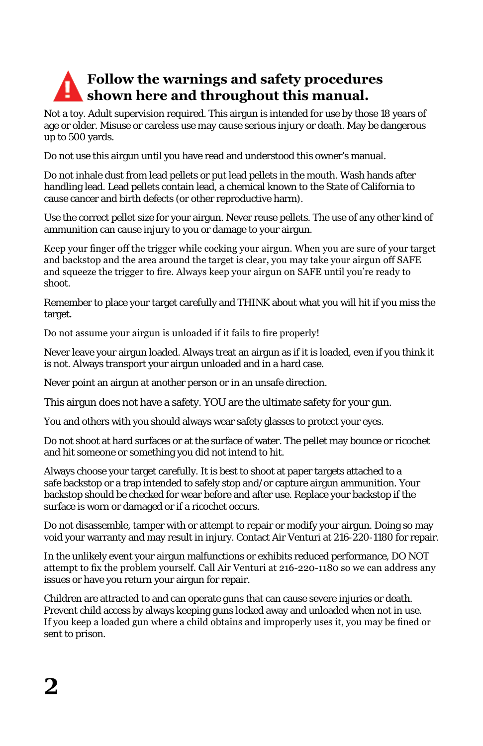## Follow the warnings and safety procedures shown here and throughout this manual.

Not a toy. Adult supervision required. This airgun is intended for use by those 18 years of age or older. Misuse or careless use may cause serious injury or death. May be dangerous up to 500 yards.

Do not use this airgun until you have read and understood this owner's manual.

Do not inhale dust from lead pellets or put lead pellets in the mouth. Wash hands after handling lead. Lead pellets contain lead, a chemical known to the State of California to cause cancer and birth defects (or other reproductive harm).

Use the correct pellet size for your airgun. Never reuse pellets. The use of any other kind of ammunition can cause injury to you or damage to your airgun.

Keep your finger off the trigger while cocking your airgun. When you are sure of your target and backstop and the area around the target is clear, you may take your airgun off SAFE and squeeze the trigger to fire. Always keep your airgun on SAFE until you're ready to shoot.

Remember to place your target carefully and THINK about what you will hit if you miss the target.

Do not assume your airgun is unloaded if it fails to fire properly!

Never leave your airgun loaded. Always treat an airgun as if it is loaded, even if you think it is not. Always transport your airgun unloaded and in a hard case.

Never point an airgun at another person or in an unsafe direction.

This airgun does not have a safety. YOU are the ultimate safety for your gun.

You and others with you should always wear safety glasses to protect your eyes.

Do not shoot at hard surfaces or at the surface of water. The pellet may bounce or ricochet and hit someone or something you did not intend to hit.

Always choose your target carefully. It is best to shoot at paper targets attached to a safe backstop or a trap intended to safely stop and/or capture airgun ammunition. Your backstop should be checked for wear before and after use. Replace your backstop if the surface is worn or damaged or if a ricochet occurs.

Do not disassemble, tamper with or attempt to repair or modify your airgun. Doing so may void your warranty and may result in injury. Contact Air Venturi at 216-220-1180 for repair.

In the unlikely event your airgun malfunctions or exhibits reduced performance, DO NOT attempt to fix the problem yourself. Call Air Venturi at 216-220-1180 so we can address any issues or have you return your airgun for repair.

Children are attracted to and can operate guns that can cause severe injuries or death. Prevent child access by always keeping guns locked away and unloaded when not in use. If you keep a loaded gun where a child obtains and improperly uses it, you may be fined or sent to prison.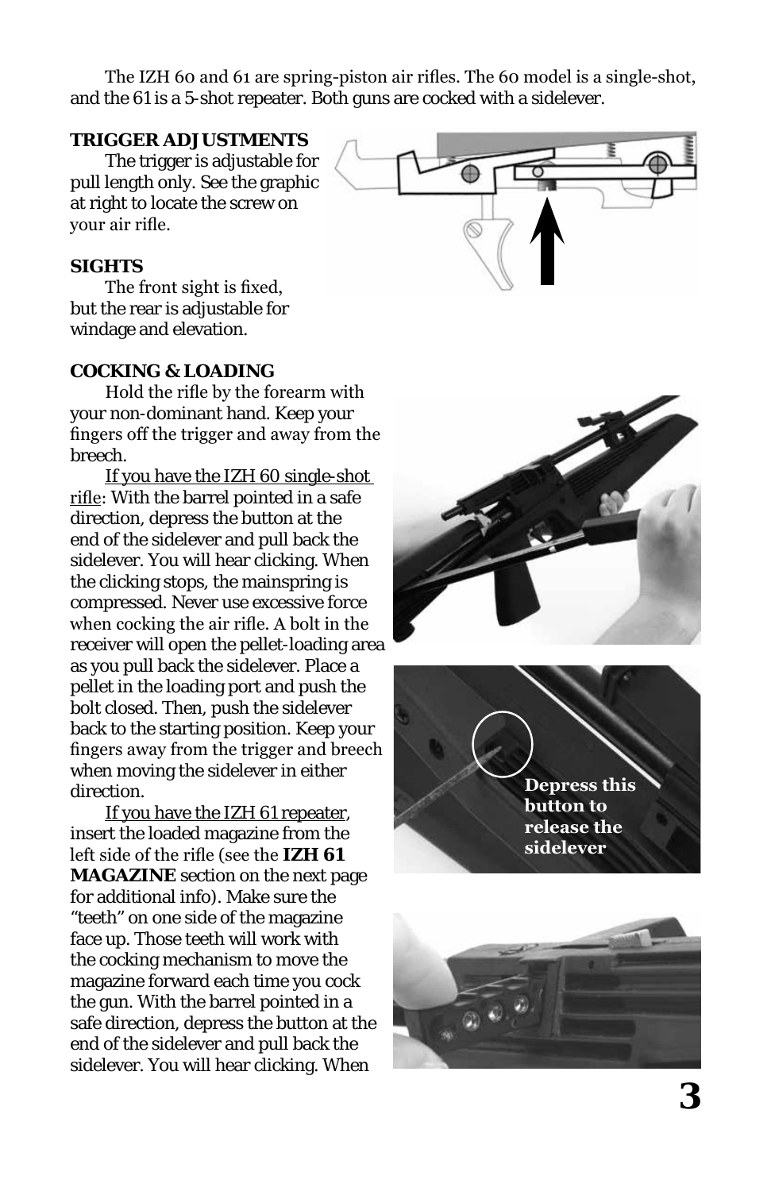The IZH 60 and 61 are spring-piston air rifles. The 60 model is a single-shot, and the 61 is a 5-shot repeater. Both guns are cocked with a sidelever.

### TRIGGER ADJUSTMENTS

The trigger is adjustable for pull length only. See the graphic at right to locate the screw on your air rifle.

### SIGHTS

The front sight is fixed, but the rear is adjustable for windage and elevation.

### COCKING & LOADING

Hold the rifle by the forearm with your non-dominant hand. Keep your fingers off the trigger and away from the breech.

If you have the IZH 60 single-shot rifle: With the barrel pointed in a safe direction, depress the button at the end of the sidelever and pull back the sidelever. You will hear clicking. When the clicking stops, the mainspring is compressed. Never use excessive force when cocking the air rifle. A bolt in the receiver will open the pellet-loading area as you pull back the sidelever. Place a pellet in the loading port and push the bolt closed. Then, push the sidelever back to the starting position. Keep your fingers away from the trigger and breech when moving the sidelever in either direction.

If you have the IZH 61 repeater, insert the loaded magazine from the left side of the rifle (see the **IZH 61 MAGAZINE** section on the next page for additional info). Make sure the "teeth" on one side of the magazine face up. Those teeth will work with the cocking mechanism to move the magazine forward each time you cock the gun. With the barrel pointed in a safe direction, depress the button at the end of the sidelever and pull back the sidelever. You will hear clicking. When

**Depress this button to release the sidelever**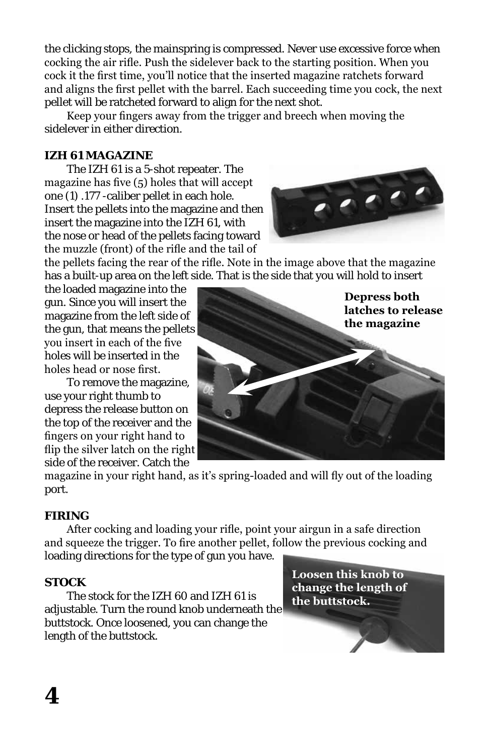the clicking stops, the mainspring is compressed. Never use excessive force when cocking the air rifle. Push the sidelever back to the starting position. When you cock it the first time, you'll notice that the inserted magazine ratchets forward and aligns the first pellet with the barrel. Each succeeding time you cock, the next pellet will be ratcheted forward to align for the next shot.

Keep your fingers away from the trigger and breech when moving the sidelever in either direction.

**IZH 61 MAGAZINE**

The IZH 61 is a 5-shot repeater. The magazine has five (5) holes that will accept one (1) .177-caliber pellet in each hole. Insert the pellets into the magazine and then insert the magazine into the IZH 61, with the nose or head of the pellets facing toward the muzzle (front) of the rifle and the tail of the pellets facing the rear of the rifle. Note in the image above that the magazine has a built-up area on the left side. That is the side that you will hold to insert the loaded magazine into the gun. Since you will insert the magazine from the left side of the gun, that means the pellets you insert in each of the five holes will be inserted in the holes head or nose first.

To remove the magazine, use your right thumb to depress the release button on the top of the receiver and the fingers on your right hand to flip the silver latch on the right side of the receiver. Catch the magazine in your right hand, as it's spring-loaded and will fly out of the loading port.

**Depress both latches to release the magazine**

**FIRING**

After cocking and loading your rifle, point your airgun in a safe direction and squeeze the trigger. To fire another pellet, follow the previous cocking and loading directions for the type of gun you have.

**STOCK**

The stock for the IZH 60 and IZH 61 is adjustable. Turn the round knob underneath the buttstock. Once loosened, you can change the length of the buttstock.

**Loosen this knob to change the length of the buttstock.**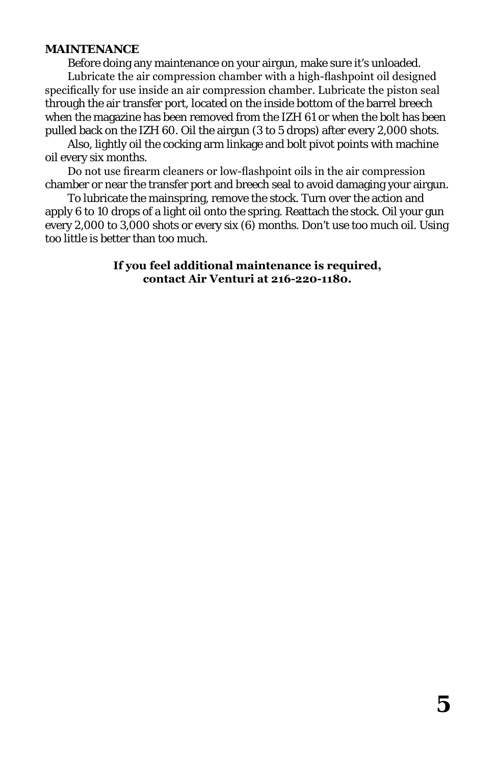**MAINTENANCE**

Before doing any maintenance on your airgun, make sure it's unloaded.

Lubricate the air compression chamber with a high-flashpoint oil designed specifically for use inside an air compression chamber. Lubricate the piston seal through the air transfer port, located on the inside bottom of the barrel breech when the magazine has been removed from the IZH 61 or when the bolt has been pulled back on the IZH 60. Oil the airgun (3 to 5 drops) after every 2,000 shots.

Also, lightly oil the cocking arm linkage and bolt pivot points with machine oil every six months.

Do not use firearm cleaners or low-flashpoint oils in the air compression chamber or near the transfer port and breech seal to avoid damaging your airgun.

To lubricate the mainspring, remove the stock. Turn over the action and apply 6 to 10 drops of a light oil onto the spring. Reattach the stock. Oil your gun every 2,000 to 3,000 shots or every six (6) months. Don't use too much oil. Using too little is better than too much.

**If you feel additional maintenance is required,
contact Air Venturi at 216-220-1180.**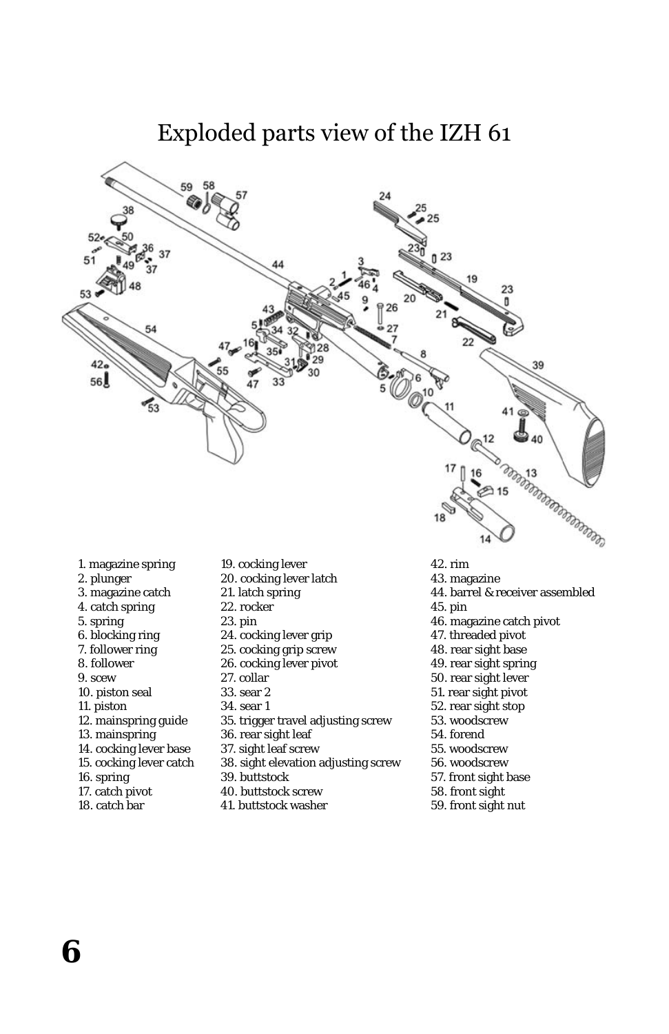# Exploded parts view of the IZH 61

1. magazine spring
2. plunger
3. magazine catch
4. catch spring
5. spring
6. blocking ring
7. follower ring
8. follower
9. scew
10. piston seal
11. piston
12. mainspring guide
13. mainspring
14. cocking lever base
15. cocking lever catch
16. spring
17. catch pivot
18. catch bar
19. cocking lever
20. cocking lever latch
21. latch spring
22. rocker
23. pin
24. cocking lever grip
25. cocking grip screw
26. cocking lever pivot
27. collar
33. sear 2
34. sear 1
35. trigger travel adjusting screw
36. rear sight leaf
37. sight leaf screw
38. sight elevation adjusting screw
39. buttstock
40. buttstock screw
41. buttstock washer
42. rim
43. magazine
44. barrel & receiver assembled
45. pin
46. magazine catch pivot
47. threaded pivot
48. rear sight base
49. rear sight spring
50. rear sight lever
51. rear sight pivot
52. rear sight stop
53. woodscrew
54. forend
55. woodscrew
56. woodscrew
57. front sight base
58. front sight
59. front sight nut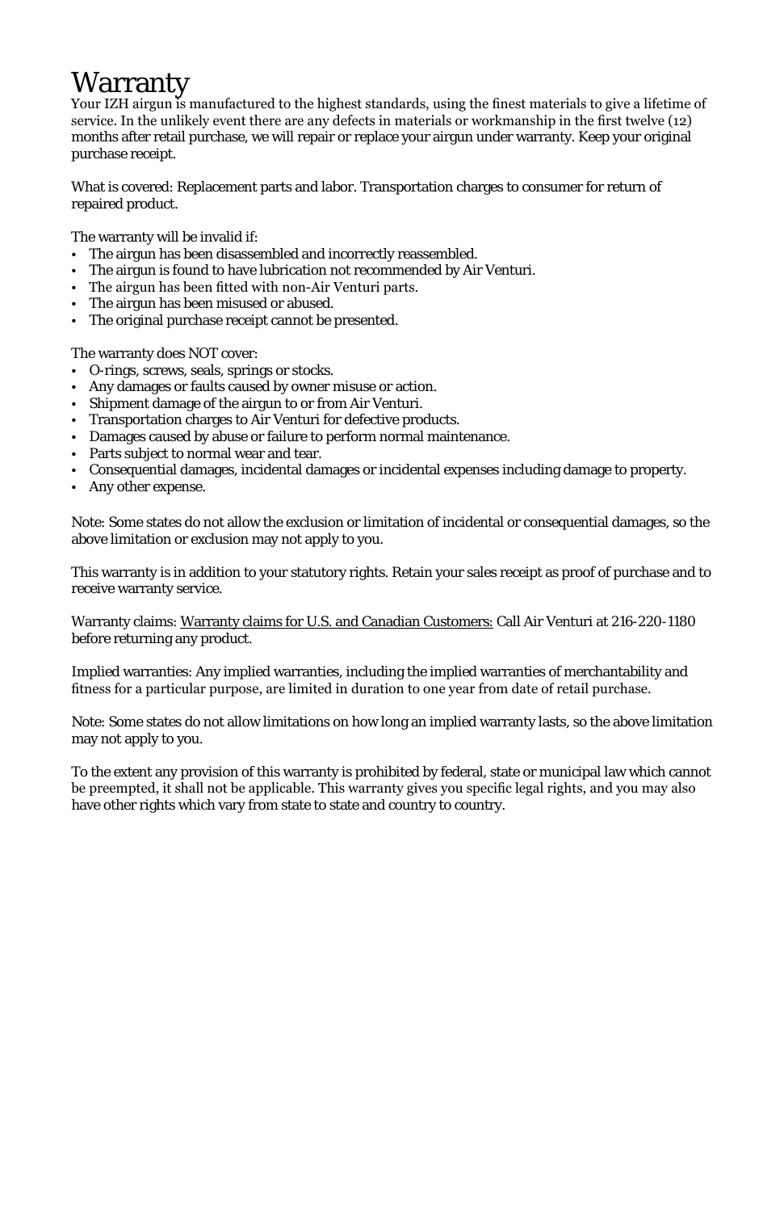# Warranty

Your IZH airgun is manufactured to the highest standards, using the finest materials to give a lifetime of service. In the unlikely event there are any defects in materials or workmanship in the first twelve (12) months after retail purchase, we will repair or replace your airgun under warranty. Keep your original purchase receipt.

What is covered: Replacement parts and labor. Transportation charges to consumer for return of repaired product.

The warranty will be invalid if:

- The airgun has been disassembled and incorrectly reassembled.
- The airgun is found to have lubrication not recommended by Air Venturi.
- The airgun has been fitted with non-Air Venturi parts.
- The airgun has been misused or abused.
- The original purchase receipt cannot be presented.

The warranty does NOT cover:

- O-rings, screws, seals, springs or stocks.
- Any damages or faults caused by owner misuse or action.
- Shipment damage of the airgun to or from Air Venturi.
- Transportation charges to Air Venturi for defective products.
- Damages caused by abuse or failure to perform normal maintenance.
- Parts subject to normal wear and tear.
- Consequential damages, incidental damages or incidental expenses including damage to property.
- Any other expense.

Note: Some states do not allow the exclusion or limitation of incidental or consequential damages, so the above limitation or exclusion may not apply to you.

This warranty is in addition to your statutory rights. Retain your sales receipt as proof of purchase and to receive warranty service.

Warranty claims: Warranty claims for U.S. and Canadian Customers: Call Air Venturi at 216-220-1180 before returning any product.

Implied warranties: Any implied warranties, including the implied warranties of merchantability and fitness for a particular purpose, are limited in duration to one year from date of retail purchase.

Note: Some states do not allow limitations on how long an implied warranty lasts, so the above limitation may not apply to you.

To the extent any provision of this warranty is prohibited by federal, state or municipal law which cannot be preempted, it shall not be applicable. This warranty gives you specific legal rights, and you may also have other rights which vary from state to state and country to country.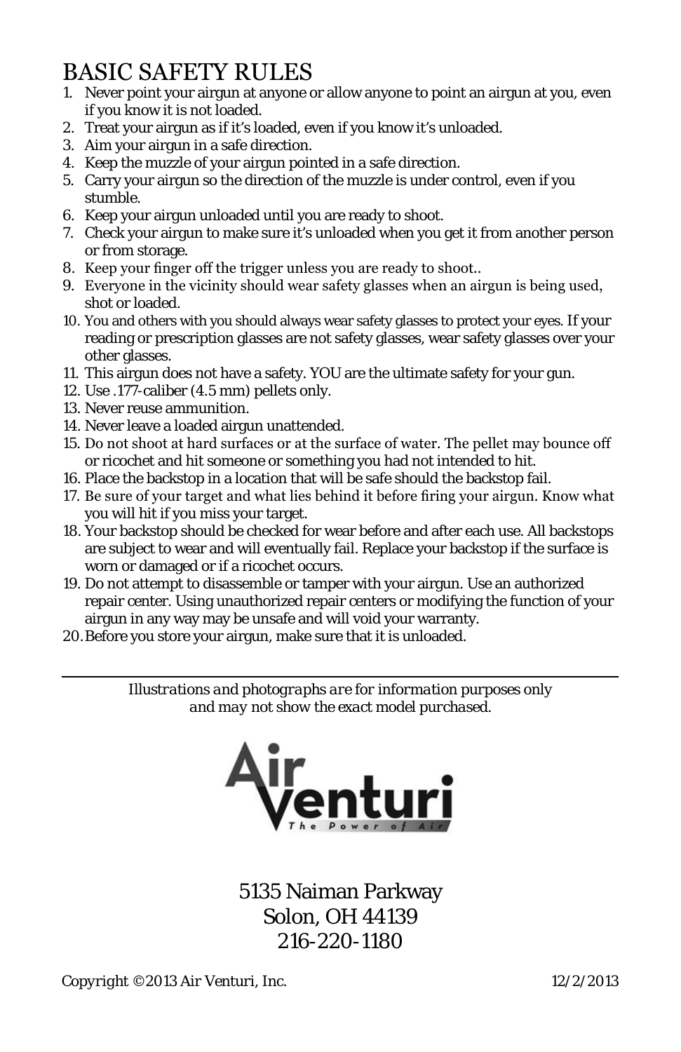# BASIC SAFETY RULES

1. Never point your airgun at anyone or allow anyone to point an airgun at you, even if you know it is not loaded.
2. Treat your airgun as if it's loaded, even if you know it's unloaded.
3. Aim your airgun in a safe direction.
4. Keep the muzzle of your airgun pointed in a safe direction.
5. Carry your airgun so the direction of the muzzle is under control, even if you stumble.
6. Keep your airgun unloaded until you are ready to shoot.
7. Check your airgun to make sure it's unloaded when you get it from another person or from storage.
8. Keep your finger off the trigger unless you are ready to shoot..
9. Everyone in the vicinity should wear safety glasses when an airgun is being used, shot or loaded.
10. You and others with you should always wear safety glasses to protect your eyes. If your reading or prescription glasses are not safety glasses, wear safety glasses over your other glasses.
11. This airgun does not have a safety. YOU are the ultimate safety for your gun.
12. Use .177-caliber (4.5 mm) pellets only.
13. Never reuse ammunition.
14. Never leave a loaded airgun unattended.
15. Do not shoot at hard surfaces or at the surface of water. The pellet may bounce off or ricochet and hit someone or something you had not intended to hit.
16. Place the backstop in a location that will be safe should the backstop fail.
17. Be sure of your target and what lies behind it before firing your airgun. Know what you will hit if you miss your target.
18. Your backstop should be checked for wear before and after each use. All backstops are subject to wear and will eventually fail. Replace your backstop if the surface is worn or damaged or if a ricochet occurs.
19. Do not attempt to disassemble or tamper with your airgun. Use an authorized repair center. Using unauthorized repair centers or modifying the function of your airgun in any way may be unsafe and will void your warranty.
20. Before you store your airgun, make sure that it is unloaded.

---

*Illustrations and photographs are for information purposes only and may not show the exact model purchased.*

Air Venturi
The Power of Air

5135 Naiman Parkway
Solon, OH 44139
216-220-1180

Copyright ©2013 Air Venturi, Inc. 12/2/2013